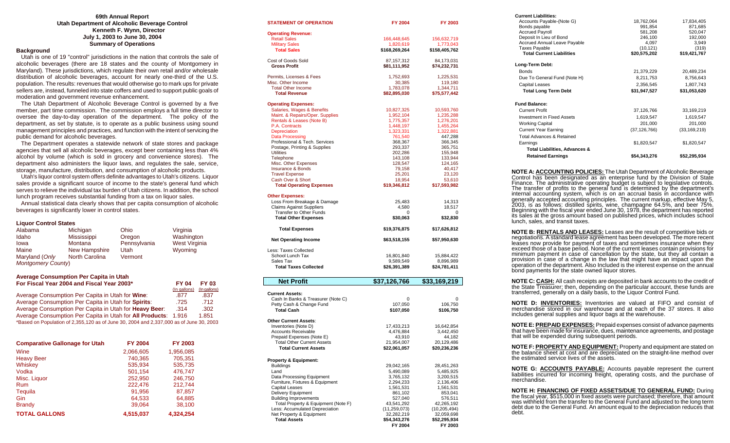# 69th Annual Report
## Utah Department of Alcoholic Beverage Control
### Kenneth F. Wynn, Director
### July 1, 2003 to June 30, 2004
### Summary of Operations

### Background

Utah is one of 19 "control" jurisdictions in the nation that controls the sale of alcoholic beverages (there are 18 states and the county of Montgomery in Maryland). These jurisdictions, which regulate their own retail and/or wholesale distribution of alcoholic beverages, account for nearly one-third of the U.S. population. The results: revenues that would otherwise go to mark ups for private sellers are, instead, funneled into state coffers and used to support public goals of moderation and government revenue enhancement.

The Utah Department of Alcoholic Beverage Control is governed by a five member, part time commission. The commission employs a full time director to oversee the day-to-day operation of the department. The policy of the department, as set by statute, is to operate as a public business using sound management principles and practices, and function with the intent of servicing the public demand for alcoholic beverages.

The Department operates a statewide network of state stores and package agencies that sell all alcoholic beverages, except beer containing less than 4% alcohol by volume (which is sold in grocery and convenience stores). The department also administers the liquor laws, and regulates the sale, service, storage, manufacture, distribution, and consumption of alcoholic products.

Utah's liquor control system offers definite advantages to Utah's citizens. Liquor sales provide a significant source of income to the state's general fund which serves to relieve the individual tax burden of Utah citizens. In addition, the school lunch program receives substantial funding from a tax on liquor sales.

Annual statistical data clearly shows that per capita consumption of alcoholic beverages is significantly lower in control states.

### Liquor Control States

| | | | |
|---|---|---|---|
| Alabama | Michigan | Ohio | Virginia |
| Idaho | Mississippi | Oregon | Washington |
| Iowa | Montana | Pennsylvania | West Virginia |
| Maine | New Hampshire | Utah | Wyoming |
| Maryland (*Only Montgomery County*) | North Carolina | Vermont | |

### Average Consumption Per Capita in Utah For Fiscal Year 2004 and Fiscal Year 2003*

| | FY 04 (In gallons) | FY 03 (In gallons) |
|---|---|---|
| Average Consumption Per Capita in Utah for **Wine**: | .877 | .837 |
| Average Consumption Per Capita in Utah for **Spirits**: | .725 | .712 |
| Average Consumption Per Capita in Utah for **Heavy Beer**: | .314 | .302 |
| Average Consumption Per Capita in Utah for **All Products**: | 1.916 | 1.851 |

*Based on Population of 2,355,120 as of June 30, 2004 and 2,337,000 as of June 30, 2003

| Comparative Gallonage for Utah | FY 2004 | FY 2003 |
|---|---|---|
| Wine | 2,066,605 | 1,956,085 |
| Heavy Beer | 740,365 | 705,351 |
| Whiskey | 535,934 | 535,735 |
| Vodka | 501,154 | 476,747 |
| Misc. Liquor | 252,950 | 246,750 |
| Rum | 222,476 | 212,744 |
| Tequila | 91,956 | 87,857 |
| Gin | 64,533 | 64,885 |
| Brandy | 39,064 | 38,100 |
| **TOTAL GALLONS** | **4,515,037** | **4,324,254** |

| STATEMENT OF OPERATION | FY 2004 | FY 2003 |
|---|---|---|
| **Operating Revenue:** | | |
| Retail Sales | 166,448,645 | 156,632,719 |
| Military Sales | 1,820,619 | 1,773,043 |
| **Total Sales** | **$168,269,264** | **$158,405,762** |
| Cost of Goods Sold | 87,157,312 | 84,173,031 |
| **Gross Profit** | **$81,111,952** | **$74,232,731** |
| Permits, Licenses & Fees | 1,752,693 | 1,225,531 |
| Misc. Other Income | 30,385 | 119,180 |
| Total Other Income | 1,783,078 | 1,344,711 |
| **Total Revenue** | **$82,895,030** | **$75,577,442** |
| **Operating Expenses:** | | |
| Salaries, Wages & Benefits | 10,827,325 | 10,593,760 |
| Maint. & Repairs/Oper. Supplies | 1,952,104 | 1,235,288 |
| Rentals & Leases (Note B) | 1,775,357 | 1,276,201 |
| P.A. Contracts | 1,448,197 | 1,455,264 |
| Depreciation | 1,323,331 | 1,322,881 |
| Data Processing | 761,540 | 447,288 |
| Professional & Tech. Services | 368,367 | 366,345 |
| Postage, Printing & Supplies | 293,337 | 365,751 |
| Utilities | 202,286 | 155,948 |
| Telephone | 143,108 | 133,944 |
| Misc. Other Expenses | 128,547 | 124,165 |
| Insurance & Bonds | 79,158 | 40,417 |
| Travel Expense | 25,201 | 23,120 |
| Cash Over & Short | 18,954 | 53,610 |
| **Total Operating Expenses** | **$19,346,812** | **$17,593,982** |
| **Other Expenses:** | | |
| Loss From Breakage & Damage | 25,483 | 14,313 |
| Claims Against Suppliers | 4,580 | 18,517 |
| Transfer to Other Funds | 0 | 0 |
| **Total Other Expenses** | **$30,063** | **$32,830** |
| **Total Expenses** | **$19,376,875** | **$17,626,812** |
| **Net Operating Income** | **$63,518,155** | **$57,950,630** |
| Less: Taxes Collected | | |
| School Lunch Tax | 16,801,840 | 15,884,422 |
| Sales Tax | 9,589,549 | 8,896,989 |
| **Total Taxes Collected** | **$26,391,389** | **$24,781,411** |
| **Net Profit** | **$37,126,766** | **$33,169,219** |

| | FY 2004 | FY 2003 |
|---|---|---|
| **Current Assets:** | | |
| Cash In Banks & Treasurer (Note C) | 0 | 0 |
| Petty Cash & Change Fund | 107,050 | 106,750 |
| **Total Cash** | **$107,050** | **$106,750** |
| **Other Current Assets:** | | |
| Inventories (Note D) | 17,433,213 | 16,642,854 |
| Accounts Receivable | 4,476,884 | 3,442,450 |
| Prepaid Expenses (Note E) | 43,910 | 44,182 |
| Total Other Current Assets | 21,954,007 | 20,129,486 |
| **Total Current Assets** | **$22,061,057** | **$20,236,236** |
| **Property & Equipment:** | | |
| Buildings | 29,042,165 | 28,451,263 |
| Land | 5,490,089 | 5,485,925 |
| Data Processing Equipment | 3,765,132 | 3,200,515 |
| Furniture, Fixtures & Equipment | 2,294,233 | 2,136,406 |
| Capital Leases | 1,561,531 | 1,561,531 |
| Delivery Equipment | 861,102 | 853,041 |
| Building Improvements | 527,040 | 576,511 |
| Total Property & Equipment (Note F) | 43,541,292 | 42,265,192 |
| Less: Accumulated Depreciation | (11,259,073) | (10,205,494) |
| Net Property & Equipment | 32,282,219 | 32,059,698 |
| **Total Assets** | **$54,343,276** | **$52,295,934** |

| | FY 2004 | FY 2003 |
|---|---|---|
| **Current Liabilities:** | | |
| Accounts Payable-(Note G) | 18,762,064 | 17,834,405 |
| Bonds payable | 991,854 | 871,685 |
| Accrued Payroll | 581,208 | 520,047 |
| Deposit In Lieu of Bond | 246,100 | 192,000 |
| Accrued Annual Leave Payable | 4,097 | 3,949 |
| Taxes Payable | (10,121) | (319) |
| **Total Current Liabilities** | **$20,575,202** | **$19,421,767** |
| **Long-Term Debt:** | | |
| Bonds | 21,379,229 | 20,489,234 |
| Due To General Fund (Note H) | 8,211,753 | 8,756,643 |
| Capital Leases | 2,356,545 | 1,807,743 |
| **Total Long Term Debt** | **$31,947,527** | **$31,053,620** |
| **Fund Balance:** | | |
| Current Profit | 37,126,766 | 33,169,219 |
| Investment in Fixed Assets | 1,619,547 | 1,619,547 |
| Working Capital | 201,000 | 201,000 |
| Current Year Earning | (37,126,766) | (33,169,219) |
| Total Advances & Retained Earnings | $1,820,547 | $1,820,547 |
| **Total Liabilities, Advances & Retained Earnings** | **$54,343,276** | **$52,295,934** |

**NOTE A: ACCOUNTING POLICIES:** The Utah Department of Alcoholic Beverage Control has been designated as an enterprise fund by the Division of State Finance. The administrative operating budget is subject to legislative controls. The transfer of profits to the general fund is determined by the department's internal accounting system, which is on an accrual basis in accordance with generally accepted accounting principles. The current markup, effective May 5, 2003, is as follows: distilled spirits, wine, champagne 64.5%, and beer 75%. Beginning with the fiscal year ended June 30, 1978, the department has reported its sales at the gross amount based on published prices, which includes school lunch, sales, and transit taxes.

**NOTE B: RENTALS AND LEASES:** Leases are the result of competitive bids or negotiations. A standard lease agreement has been developed. The more recent leases now provide for payment of taxes and sometimes insurance when they exceed those of a base period. None of the current leases contain provisions for minimum payment in case of cancellation by the state, but they all contain a provision in case of a change in the law that might have an impact upon the operation of the department. Also Included is the interest expense on the annual bond payments for the state owned liquor stores.

**NOTE C: CASH:** All cash receipts are deposited in bank accounts to the credit of the State Treasurer; then, depending on the particular account, these funds are transferred, generally on a daily basis, to the Liquor Control Fund.

**NOTE D: INVENTORIES:** Inventories are valued at FIFO and consist of merchandise stored in our warehouse and at each of the 37 stores. It also includes general supplies and liquor bags at the warehouse.

**NOTE E: PREPAID EXPENSES:** Prepaid expenses consist of advance payments that have been made for insurance, dues, maintenance agreements, and postage that will be expended during subsequent periods.

**NOTE F: PROPERTY AND EQUIPMENT:** Property and equipment are stated on the balance sheet at cost and are depreciated on the straight-line method over the estimated service lives of the assets.

**NOTE G: ACCOUNTS PAYABLE:** Accounts payable represent the current liabilities incurred for incoming freight, operating costs, and the purchase of merchandise.

**NOTE H: FINANCING OF FIXED ASSETS/DUE TO GENERAL FUND:** During the fiscal year, $515,000 in fixed assets were purchased; therefore, that amount was withheld from the transfer to the General Fund and adjusted to the long term debt due to the General Fund. An amount equal to the depreciation reduces that debt.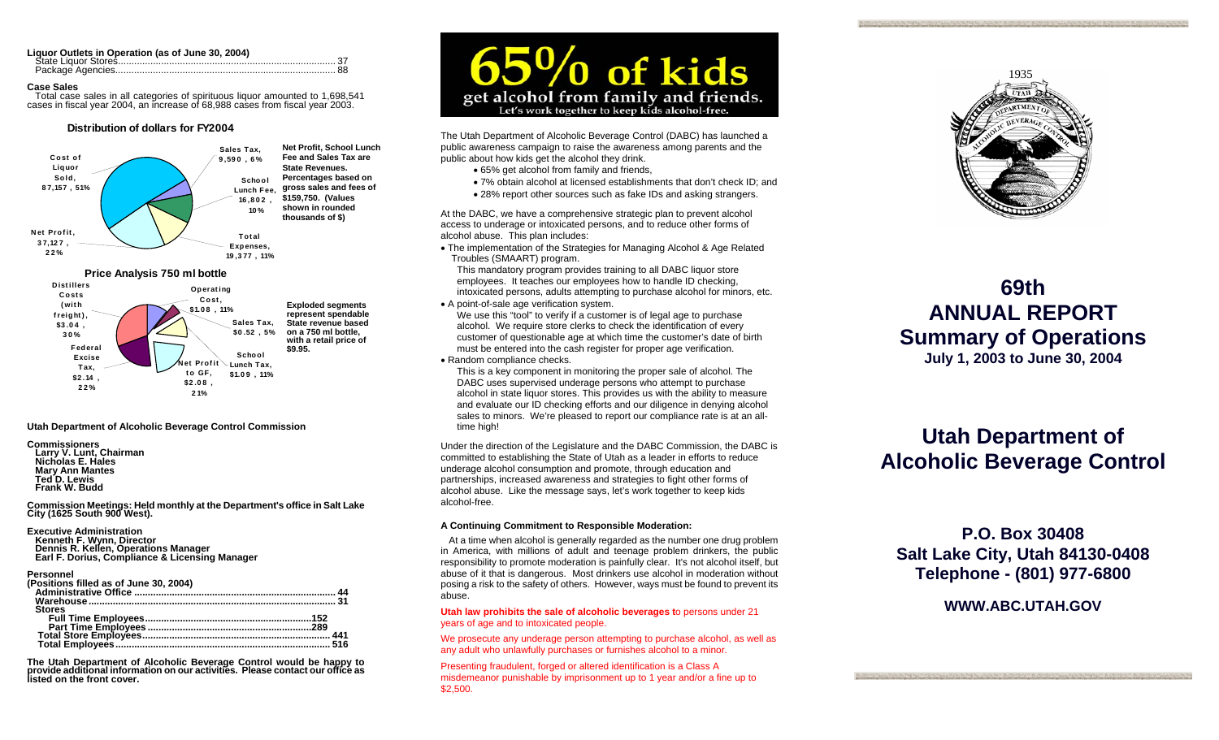**Liquor Outlets in Operation (as of June 30, 2004)**

State Liquor Stores.................................................................................. 37
Package Agencies..................................................................................... 88

**Case Sales**

Total case sales in all categories of spirituous liquor amounted to 1,698,541 cases in fiscal year 2004, an increase of 68,988 cases from fiscal year 2003.

**Distribution of dollars for FY2004**

Cost of Liquor Sold, 87,157 , 51%
Sales Tax, 9,590 , 6%
School Lunch Fee, 16,802 , 10%
Total Expenses, 19,377 , 11%
Net Profit, 37,127 , 22%

**Net Profit, School Lunch Fee and Sales Tax are State Revenues. Percentages based on gross sales and fees of $159,750. (Values shown in rounded thousands of $)**

**Price Analysis 750 ml bottle**

Distillers Costs (with freight), $3.04 , 30%
Operating Cost, $1.08 , 11%
Sales Tax, $0.52 , 5%
School Lunch Tax, $1.09 , 11%
Net Profit to GF, $2.08 , 21%
Federal Excise Tax, $2.14 , 22%

**Exploded segments represent spendable State revenue based on a 750 ml bottle, with a retail price of $9.95.**

**Utah Department of Alcoholic Beverage Control Commission**

**Commissioners**
**Larry V. Lunt, Chairman**
**Nicholas E. Hales**
**Mary Ann Mantes**
**Ted D. Lewis**
**Frank W. Budd**

**Commission Meetings: Held monthly at the Department's office in Salt Lake City (1625 South 900 West).**

**Executive Administration**
**Kenneth F. Wynn, Director**
**Dennis R. Kellen, Operations Manager**
**Earl F. Dorius, Compliance & Licensing Manager**

**Personnel**
**(Positions filled as of June 30, 2004)**

**Administrative Office** ............................................................. **44**
**Warehouse** ............................................................................. **31**
**Stores**
**Full Time Employees**.................................................................**152**
**Part Time Employees**...............................................................**289**
**Total Store Employees**............................................................ **441**
**Total Employees**...................................................................... **516**

**The Utah Department of Alcoholic Beverage Control would be happy to provide additional information on our activities. Please contact our office as listed on the front cover.**

# 65% of kids
## get alcohol from family and friends.
Let's work together to keep kids alcohol-free.

The Utah Department of Alcoholic Beverage Control (DABC) has launched a public awareness campaign to raise the awareness among parents and the public about how kids get the alcohol they drink.

- 65% get alcohol from family and friends,
- 7% obtain alcohol at licensed establishments that don't check ID; and
- 28% report other sources such as fake IDs and asking strangers.

At the DABC, we have a comprehensive strategic plan to prevent alcohol access to underage or intoxicated persons, and to reduce other forms of alcohol abuse. This plan includes:

- The implementation of the Strategies for Managing Alcohol & Age Related Troubles (SMAART) program.

  This mandatory program provides training to all DABC liquor store employees. It teaches our employees how to handle ID checking, intoxicated persons, adults attempting to purchase alcohol for minors, etc.

- A point-of-sale age verification system.

  We use this "tool" to verify if a customer is of legal age to purchase alcohol. We require store clerks to check the identification of every customer of questionable age at which time the customer's date of birth must be entered into the cash register for proper age verification.

- Random compliance checks.

  This is a key component in monitoring the proper sale of alcohol. The DABC uses supervised underage persons who attempt to purchase alcohol in state liquor stores. This provides us with the ability to measure and evaluate our ID checking efforts and our diligence in denying alcohol sales to minors. We're pleased to report our compliance rate is at an all-time high!

Under the direction of the Legislature and the DABC Commission, the DABC is committed to establishing the State of Utah as a leader in efforts to reduce underage alcohol consumption and promote, through education and partnerships, increased awareness and strategies to fight other forms of alcohol abuse. Like the message says, let's work together to keep kids alcohol-free.

**A Continuing Commitment to Responsible Moderation:**

At a time when alcohol is generally regarded as the number one drug problem in America, with millions of adult and teenage problem drinkers, the public responsibility to promote moderation is painfully clear. It's not alcohol itself, but abuse of it that is dangerous. Most drinkers use alcohol in moderation without posing a risk to the safety of others. However, ways must be found to prevent its abuse.

**Utah law prohibits the sale of alcoholic beverages t**o persons under 21 years of age and to intoxicated people.

We prosecute any underage person attempting to purchase alcohol, as well as any adult who unlawfully purchases or furnishes alcohol to a minor.

Presenting fraudulent, forged or altered identification is a Class A misdemeanor punishable by imprisonment up to 1 year and/or a fine up to $2,500.

1935
UTAH
DEPARTMENT OF ALCOHOLIC BEVERAGE CONTROL

# 69th ANNUAL REPORT
# Summary of Operations
### July 1, 2003 to June 30, 2004

# Utah Department of Alcoholic Beverage Control

## P.O. Box 30408
## Salt Lake City, Utah 84130-0408
## Telephone - (801) 977-6800

### WWW.ABC.UTAH.GOV